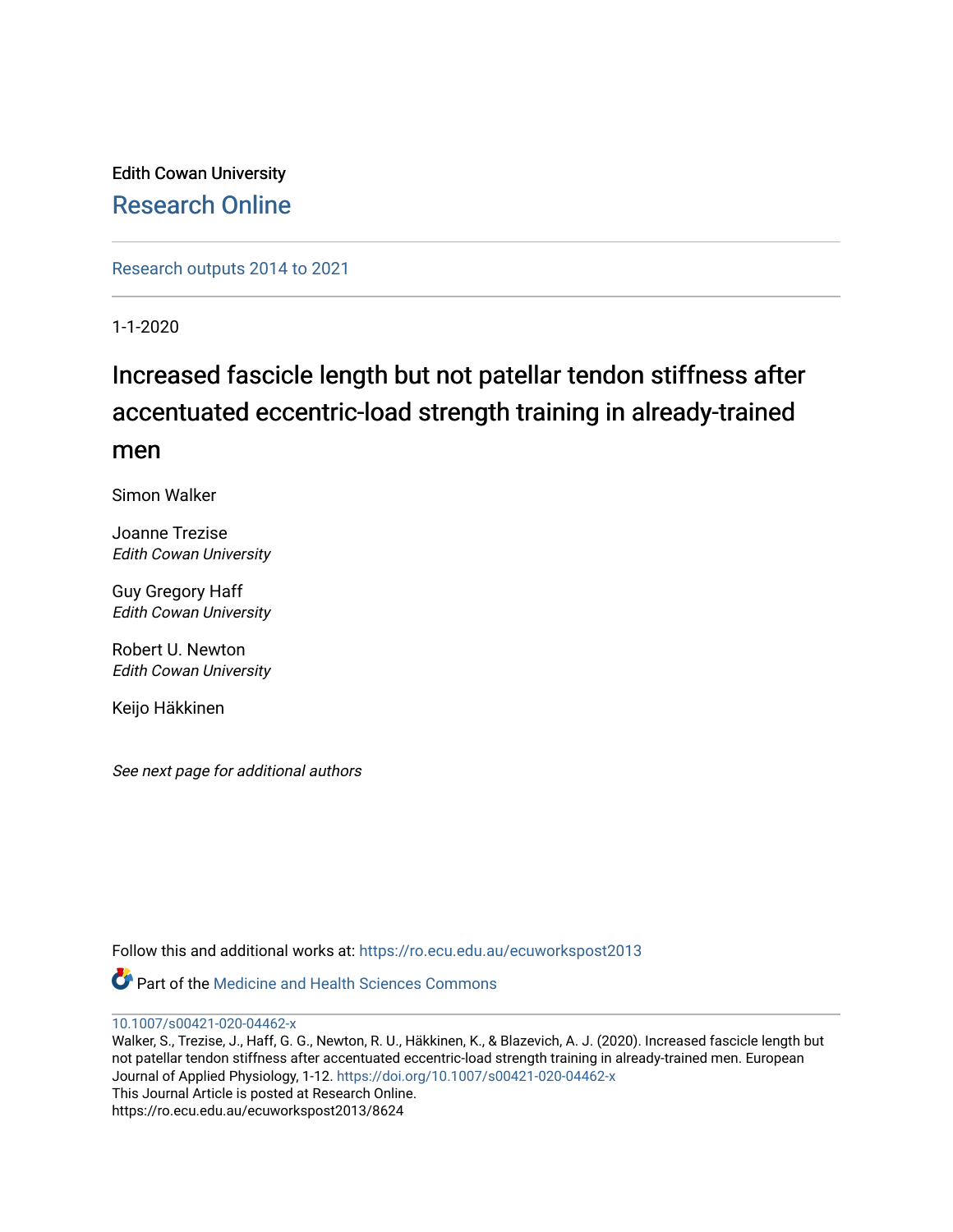Edith Cowan University

# Research Online

Research outputs 2014 to 2021

1-1-2020

## Increased fascicle length but not patellar tendon stiffness after accentuated eccentric-load strength training in already-trained men

Simon Walker

Joanne Trezise
*Edith Cowan University*

Guy Gregory Haff
*Edith Cowan University*

Robert U. Newton
*Edith Cowan University*

Keijo Häkkinen

*See next page for additional authors*

Follow this and additional works at: https://ro.ecu.edu.au/ecuworkspost2013

Part of the Medicine and Health Sciences Commons

10.1007/s00421-020-04462-x

Walker, S., Trezise, J., Haff, G. G., Newton, R. U., Häkkinen, K., & Blazevich, A. J. (2020). Increased fascicle length but not patellar tendon stiffness after accentuated eccentric-load strength training in already-trained men. European Journal of Applied Physiology, 1-12. https://doi.org/10.1007/s00421-020-04462-x

This Journal Article is posted at Research Online.

https://ro.ecu.edu.au/ecuworkspost2013/8624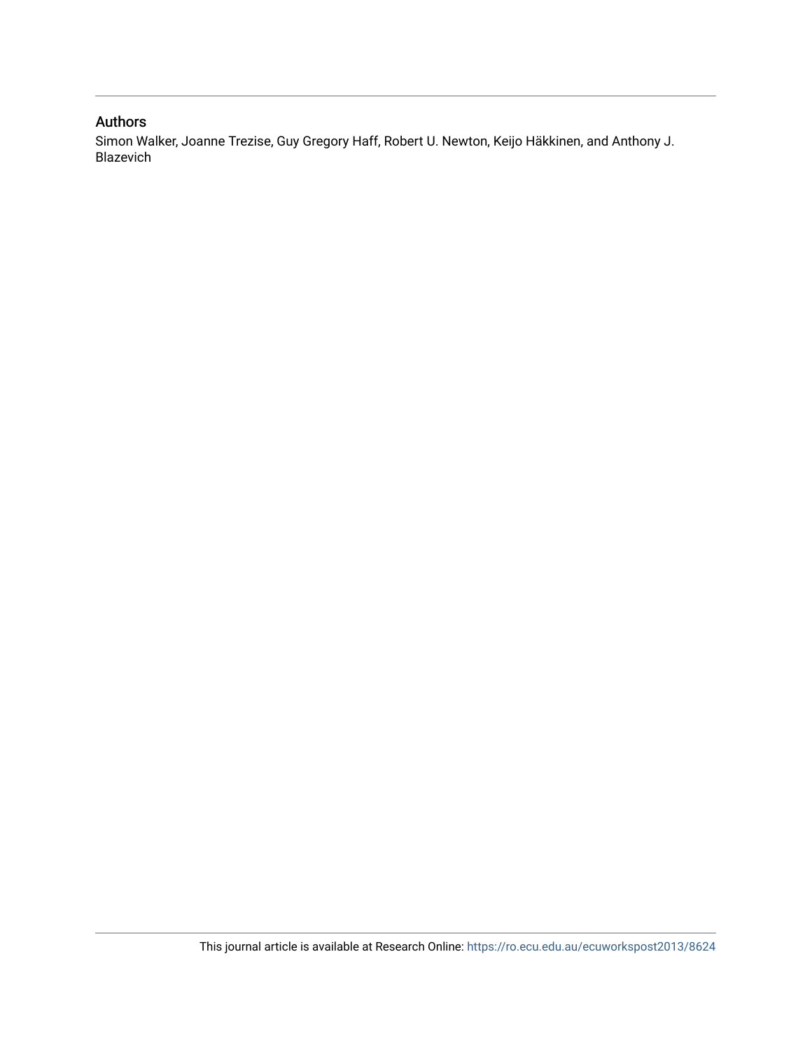## Authors

Simon Walker, Joanne Trezise, Guy Gregory Haff, Robert U. Newton, Keijo Häkkinen, and Anthony J. Blazevich

This journal article is available at Research Online: https://ro.ecu.edu.au/ecuworkspost2013/8624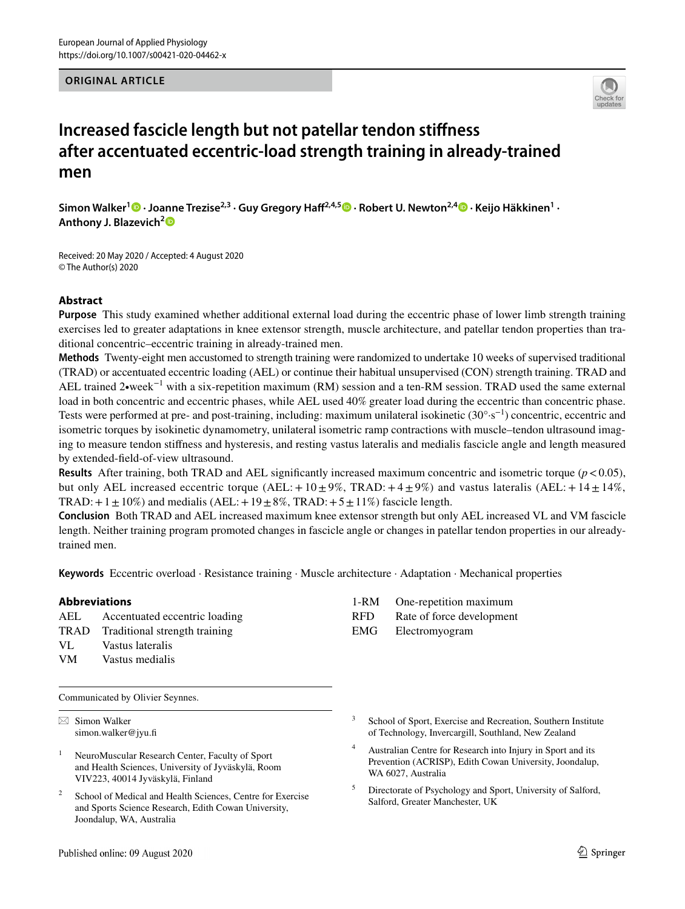European Journal of Applied Physiology
https://doi.org/10.1007/s00421-020-04462-x

**ORIGINAL ARTICLE**

# Increased fascicle length but not patellar tendon stiffness after accentuated eccentric-load strength training in already-trained men

**Simon Walker[1] · Joanne Trezise[2,3] · Guy Gregory Haff[2,4,5] · Robert U. Newton[2,4] · Keijo Häkkinen[1] · Anthony J. Blazevich[2]**

Received: 20 May 2020 / Accepted: 4 August 2020
© The Author(s) 2020

## Abstract

**Purpose** This study examined whether additional external load during the eccentric phase of lower limb strength training exercises led to greater adaptations in knee extensor strength, muscle architecture, and patellar tendon properties than traditional concentric–eccentric training in already-trained men.

**Methods** Twenty-eight men accustomed to strength training were randomized to undertake 10 weeks of supervised traditional (TRAD) or accentuated eccentric loading (AEL) or continue their habitual unsupervised (CON) strength training. TRAD and AEL trained 2•week$^{-1}$ with a six-repetition maximum (RM) session and a ten-RM session. TRAD used the same external load in both concentric and eccentric phases, while AEL used 40% greater load during the eccentric than concentric phase. Tests were performed at pre- and post-training, including: maximum unilateral isokinetic (30°·s$^{-1}$) concentric, eccentric and isometric torques by isokinetic dynamometry, unilateral isometric ramp contractions with muscle–tendon ultrasound imaging to measure tendon stiffness and hysteresis, and resting vastus lateralis and medialis fascicle angle and length measured by extended-field-of-view ultrasound.

**Results** After training, both TRAD and AEL significantly increased maximum concentric and isometric torque ($p < 0.05$), but only AEL increased eccentric torque (AEL: + 10 ± 9%, TRAD: + 4 ± 9%) and vastus lateralis (AEL: + 14 ± 14%, TRAD: + 1 ± 10%) and medialis (AEL: + 19 ± 8%, TRAD: + 5 ± 11%) fascicle length.

**Conclusion** Both TRAD and AEL increased maximum knee extensor strength but only AEL increased VL and VM fascicle length. Neither training program promoted changes in fascicle angle or changes in patellar tendon properties in our already-trained men.

**Keywords** Eccentric overload · Resistance training · Muscle architecture · Adaptation · Mechanical properties

**Abbreviations**

| | |
|---|---|
| AEL | Accentuated eccentric loading |
| TRAD | Traditional strength training |
| VL | Vastus lateralis |
| VM | Vastus medialis |
| 1-RM | One-repetition maximum |
| RFD | Rate of force development |
| EMG | Electromyogram |

Communicated by Olivier Seynnes.

✉ Simon Walker
simon.walker@jyu.fi

1 NeuroMuscular Research Center, Faculty of Sport and Health Sciences, University of Jyväskylä, Room VIV223, 40014 Jyväskylä, Finland

2 School of Medical and Health Sciences, Centre for Exercise and Sports Science Research, Edith Cowan University, Joondalup, WA, Australia

3 School of Sport, Exercise and Recreation, Southern Institute of Technology, Invercargill, Southland, New Zealand

4 Australian Centre for Research into Injury in Sport and its Prevention (ACRISP), Edith Cowan University, Joondalup, WA 6027, Australia

5 Directorate of Psychology and Sport, University of Salford, Salford, Greater Manchester, UK

Published online: 09 August 2020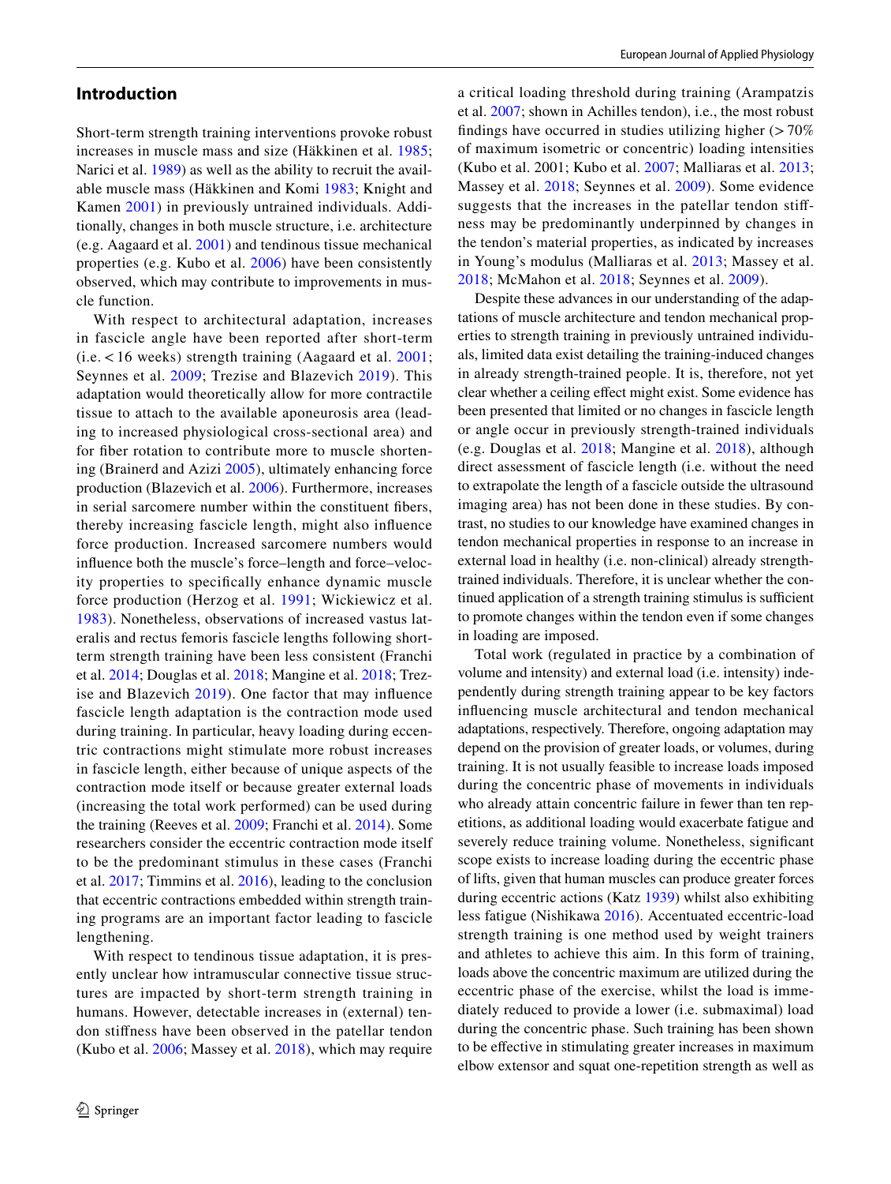## Introduction

Short-term strength training interventions provoke robust increases in muscle mass and size (Häkkinen et al. 1985; Narici et al. 1989) as well as the ability to recruit the available muscle mass (Häkkinen and Komi 1983; Knight and Kamen 2001) in previously untrained individuals. Additionally, changes in both muscle structure, i.e. architecture (e.g. Aagaard et al. 2001) and tendinous tissue mechanical properties (e.g. Kubo et al. 2006) have been consistently observed, which may contribute to improvements in muscle function.

With respect to architectural adaptation, increases in fascicle angle have been reported after short-term (i.e. < 16 weeks) strength training (Aagaard et al. 2001; Seynnes et al. 2009; Trezise and Blazevich 2019). This adaptation would theoretically allow for more contractile tissue to attach to the available aponeurosis area (leading to increased physiological cross-sectional area) and for fiber rotation to contribute more to muscle shortening (Brainerd and Azizi 2005), ultimately enhancing force production (Blazevich et al. 2006). Furthermore, increases in serial sarcomere number within the constituent fibers, thereby increasing fascicle length, might also influence force production. Increased sarcomere numbers would influence both the muscle's force–length and force–velocity properties to specifically enhance dynamic muscle force production (Herzog et al. 1991; Wickiewicz et al. 1983). Nonetheless, observations of increased vastus lateralis and rectus femoris fascicle lengths following short-term strength training have been less consistent (Franchi et al. 2014; Douglas et al. 2018; Mangine et al. 2018; Trezise and Blazevich 2019). One factor that may influence fascicle length adaptation is the contraction mode used during training. In particular, heavy loading during eccentric contractions might stimulate more robust increases in fascicle length, either because of unique aspects of the contraction mode itself or because greater external loads (increasing the total work performed) can be used during the training (Reeves et al. 2009; Franchi et al. 2014). Some researchers consider the eccentric contraction mode itself to be the predominant stimulus in these cases (Franchi et al. 2017; Timmins et al. 2016), leading to the conclusion that eccentric contractions embedded within strength training programs are an important factor leading to fascicle lengthening.

With respect to tendinous tissue adaptation, it is presently unclear how intramuscular connective tissue structures are impacted by short-term strength training in humans. However, detectable increases in (external) tendon stiffness have been observed in the patellar tendon (Kubo et al. 2006; Massey et al. 2018), which may require a critical loading threshold during training (Arampatzis et al. 2007; shown in Achilles tendon), i.e., the most robust findings have occurred in studies utilizing higher (> 70% of maximum isometric or concentric) loading intensities (Kubo et al. 2001; Kubo et al. 2007; Malliaras et al. 2013; Massey et al. 2018; Seynnes et al. 2009). Some evidence suggests that the increases in the patellar tendon stiffness may be predominantly underpinned by changes in the tendon's material properties, as indicated by increases in Young's modulus (Malliaras et al. 2013; Massey et al. 2018; McMahon et al. 2018; Seynnes et al. 2009).

Despite these advances in our understanding of the adaptations of muscle architecture and tendon mechanical properties to strength training in previously untrained individuals, limited data exist detailing the training-induced changes in already strength-trained people. It is, therefore, not yet clear whether a ceiling effect might exist. Some evidence has been presented that limited or no changes in fascicle length or angle occur in previously strength-trained individuals (e.g. Douglas et al. 2018; Mangine et al. 2018), although direct assessment of fascicle length (i.e. without the need to extrapolate the length of a fascicle outside the ultrasound imaging area) has not been done in these studies. By contrast, no studies to our knowledge have examined changes in tendon mechanical properties in response to an increase in external load in healthy (i.e. non-clinical) already strength-trained individuals. Therefore, it is unclear whether the continued application of a strength training stimulus is sufficient to promote changes within the tendon even if some changes in loading are imposed.

Total work (regulated in practice by a combination of volume and intensity) and external load (i.e. intensity) independently during strength training appear to be key factors influencing muscle architectural and tendon mechanical adaptations, respectively. Therefore, ongoing adaptation may depend on the provision of greater loads, or volumes, during training. It is not usually feasible to increase loads imposed during the concentric phase of movements in individuals who already attain concentric failure in fewer than ten repetitions, as additional loading would exacerbate fatigue and severely reduce training volume. Nonetheless, significant scope exists to increase loading during the eccentric phase of lifts, given that human muscles can produce greater forces during eccentric actions (Katz 1939) whilst also exhibiting less fatigue (Nishikawa 2016). Accentuated eccentric-load strength training is one method used by weight trainers and athletes to achieve this aim. In this form of training, loads above the concentric maximum are utilized during the eccentric phase of the exercise, whilst the load is immediately reduced to provide a lower (i.e. submaximal) load during the concentric phase. Such training has been shown to be effective in stimulating greater increases in maximum elbow extensor and squat one-repetition strength as well as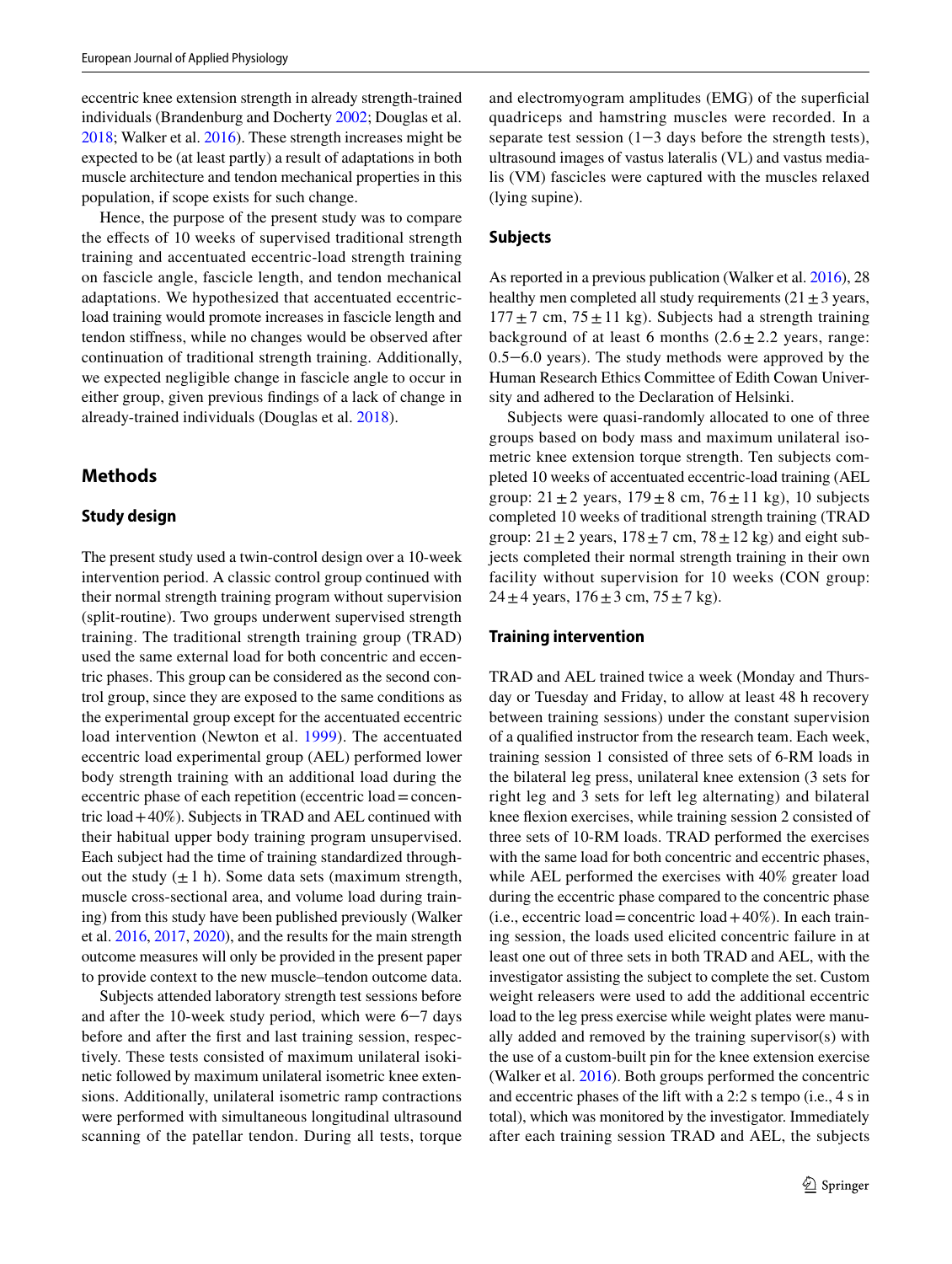eccentric knee extension strength in already strength-trained individuals (Brandenburg and Docherty 2002; Douglas et al. 2018; Walker et al. 2016). These strength increases might be expected to be (at least partly) a result of adaptations in both muscle architecture and tendon mechanical properties in this population, if scope exists for such change.

Hence, the purpose of the present study was to compare the effects of 10 weeks of supervised traditional strength training and accentuated eccentric-load strength training on fascicle angle, fascicle length, and tendon mechanical adaptations. We hypothesized that accentuated eccentric-load training would promote increases in fascicle length and tendon stiffness, while no changes would be observed after continuation of traditional strength training. Additionally, we expected negligible change in fascicle angle to occur in either group, given previous findings of a lack of change in already-trained individuals (Douglas et al. 2018).

## Methods

### Study design

The present study used a twin-control design over a 10-week intervention period. A classic control group continued with their normal strength training program without supervision (split-routine). Two groups underwent supervised strength training. The traditional strength training group (TRAD) used the same external load for both concentric and eccentric phases. This group can be considered as the second control group, since they are exposed to the same conditions as the experimental group except for the accentuated eccentric load intervention (Newton et al. 1999). The accentuated eccentric load experimental group (AEL) performed lower body strength training with an additional load during the eccentric phase of each repetition (eccentric load = concentric load + 40%). Subjects in TRAD and AEL continued with their habitual upper body training program unsupervised. Each subject had the time of training standardized throughout the study (± 1 h). Some data sets (maximum strength, muscle cross-sectional area, and volume load during training) from this study have been published previously (Walker et al. 2016, 2017, 2020), and the results for the main strength outcome measures will only be provided in the present paper to provide context to the new muscle–tendon outcome data.

Subjects attended laboratory strength test sessions before and after the 10-week study period, which were 6−7 days before and after the first and last training session, respectively. These tests consisted of maximum unilateral isokinetic followed by maximum unilateral isometric knee extensions. Additionally, unilateral isometric ramp contractions were performed with simultaneous longitudinal ultrasound scanning of the patellar tendon. During all tests, torque and electromyogram amplitudes (EMG) of the superficial quadriceps and hamstring muscles were recorded. In a separate test session (1−3 days before the strength tests), ultrasound images of vastus lateralis (VL) and vastus medialis (VM) fascicles were captured with the muscles relaxed (lying supine).

### Subjects

As reported in a previous publication (Walker et al. 2016), 28 healthy men completed all study requirements (21 ± 3 years, 177 ± 7 cm, 75 ± 11 kg). Subjects had a strength training background of at least 6 months (2.6 ± 2.2 years, range: 0.5−6.0 years). The study methods were approved by the Human Research Ethics Committee of Edith Cowan University and adhered to the Declaration of Helsinki.

Subjects were quasi-randomly allocated to one of three groups based on body mass and maximum unilateral isometric knee extension torque strength. Ten subjects completed 10 weeks of accentuated eccentric-load training (AEL group: 21 ± 2 years, 179 ± 8 cm, 76 ± 11 kg), 10 subjects completed 10 weeks of traditional strength training (TRAD group: 21 ± 2 years, 178 ± 7 cm, 78 ± 12 kg) and eight subjects completed their normal strength training in their own facility without supervision for 10 weeks (CON group: 24 ± 4 years, 176 ± 3 cm, 75 ± 7 kg).

### Training intervention

TRAD and AEL trained twice a week (Monday and Thursday or Tuesday and Friday, to allow at least 48 h recovery between training sessions) under the constant supervision of a qualified instructor from the research team. Each week, training session 1 consisted of three sets of 6-RM loads in the bilateral leg press, unilateral knee extension (3 sets for right leg and 3 sets for left leg alternating) and bilateral knee flexion exercises, while training session 2 consisted of three sets of 10-RM loads. TRAD performed the exercises with the same load for both concentric and eccentric phases, while AEL performed the exercises with 40% greater load during the eccentric phase compared to the concentric phase (i.e., eccentric load = concentric load + 40%). In each training session, the loads used elicited concentric failure in at least one out of three sets in both TRAD and AEL, with the investigator assisting the subject to complete the set. Custom weight releasers were used to add the additional eccentric load to the leg press exercise while weight plates were manually added and removed by the training supervisor(s) with the use of a custom-built pin for the knee extension exercise (Walker et al. 2016). Both groups performed the concentric and eccentric phases of the lift with a 2:2 s tempo (i.e., 4 s in total), which was monitored by the investigator. Immediately after each training session TRAD and AEL, the subjects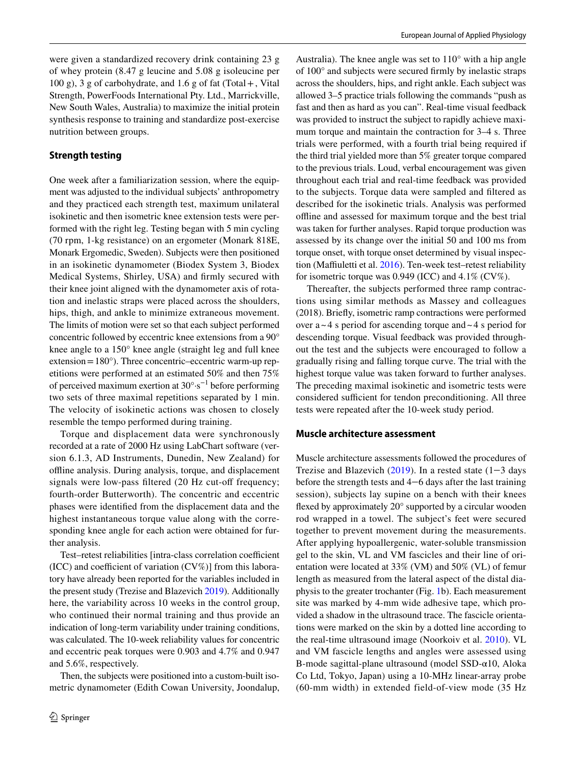were given a standardized recovery drink containing 23 g of whey protein (8.47 g leucine and 5.08 g isoleucine per 100 g), 3 g of carbohydrate, and 1.6 g of fat (Total+, Vital Strength, PowerFoods International Pty. Ltd., Marrickville, New South Wales, Australia) to maximize the initial protein synthesis response to training and standardize post-exercise nutrition between groups.

## Strength testing

One week after a familiarization session, where the equipment was adjusted to the individual subjects' anthropometry and they practiced each strength test, maximum unilateral isokinetic and then isometric knee extension tests were performed with the right leg. Testing began with 5 min cycling (70 rpm, 1-kg resistance) on an ergometer (Monark 818E, Monark Ergomedic, Sweden). Subjects were then positioned in an isokinetic dynamometer (Biodex System 3, Biodex Medical Systems, Shirley, USA) and firmly secured with their knee joint aligned with the dynamometer axis of rotation and inelastic straps were placed across the shoulders, hips, thigh, and ankle to minimize extraneous movement. The limits of motion were set so that each subject performed concentric followed by eccentric knee extensions from a 90° knee angle to a 150° knee angle (straight leg and full knee extension = 180°). Three concentric–eccentric warm-up repetitions were performed at an estimated 50% and then 75% of perceived maximum exertion at $30°\cdot s^{-1}$ before performing two sets of three maximal repetitions separated by 1 min. The velocity of isokinetic actions was chosen to closely resemble the tempo performed during training.

Torque and displacement data were synchronously recorded at a rate of 2000 Hz using LabChart software (version 6.1.3, AD Instruments, Dunedin, New Zealand) for offline analysis. During analysis, torque, and displacement signals were low-pass filtered (20 Hz cut-off frequency; fourth-order Butterworth). The concentric and eccentric phases were identified from the displacement data and the highest instantaneous torque value along with the corresponding knee angle for each action were obtained for further analysis.

Test–retest reliabilities [intra-class correlation coefficient (ICC) and coefficient of variation (CV%)] from this laboratory have already been reported for the variables included in the present study (Trezise and Blazevich 2019). Additionally here, the variability across 10 weeks in the control group, who continued their normal training and thus provide an indication of long-term variability under training conditions, was calculated. The 10-week reliability values for concentric and eccentric peak torques were 0.903 and 4.7% and 0.947 and 5.6%, respectively.

Then, the subjects were positioned into a custom-built isometric dynamometer (Edith Cowan University, Joondalup, Australia). The knee angle was set to 110° with a hip angle of 100° and subjects were secured firmly by inelastic straps across the shoulders, hips, and right ankle. Each subject was allowed 3–5 practice trials following the commands "push as fast and then as hard as you can". Real-time visual feedback was provided to instruct the subject to rapidly achieve maximum torque and maintain the contraction for 3–4 s. Three trials were performed, with a fourth trial being required if the third trial yielded more than 5% greater torque compared to the previous trials. Loud, verbal encouragement was given throughout each trial and real-time feedback was provided to the subjects. Torque data were sampled and filtered as described for the isokinetic trials. Analysis was performed offline and assessed for maximum torque and the best trial was taken for further analyses. Rapid torque production was assessed by its change over the initial 50 and 100 ms from torque onset, with torque onset determined by visual inspection (Maffiuletti et al. 2016). Ten-week test–retest reliability for isometric torque was 0.949 (ICC) and 4.1% (CV%).

Thereafter, the subjects performed three ramp contractions using similar methods as Massey and colleagues (2018). Briefly, isometric ramp contractions were performed over a ~4 s period for ascending torque and ~4 s period for descending torque. Visual feedback was provided throughout the test and the subjects were encouraged to follow a gradually rising and falling torque curve. The trial with the highest torque value was taken forward to further analyses. The preceding maximal isokinetic and isometric tests were considered sufficient for tendon preconditioning. All three tests were repeated after the 10-week study period.

## Muscle architecture assessment

Muscle architecture assessments followed the procedures of Trezise and Blazevich (2019). In a rested state (1−3 days before the strength tests and 4−6 days after the last training session), subjects lay supine on a bench with their knees flexed by approximately 20° supported by a circular wooden rod wrapped in a towel. The subject's feet were secured together to prevent movement during the measurements. After applying hypoallergenic, water-soluble transmission gel to the skin, VL and VM fascicles and their line of orientation were located at 33% (VM) and 50% (VL) of femur length as measured from the lateral aspect of the distal diaphysis to the greater trochanter (Fig. 1b). Each measurement site was marked by 4-mm wide adhesive tape, which provided a shadow in the ultrasound trace. The fascicle orientations were marked on the skin by a dotted line according to the real-time ultrasound image (Noorkoiv et al. 2010). VL and VM fascicle lengths and angles were assessed using B-mode sagittal-plane ultrasound (model SSD-α10, Aloka Co Ltd, Tokyo, Japan) using a 10-MHz linear-array probe (60-mm width) in extended field-of-view mode (35 Hz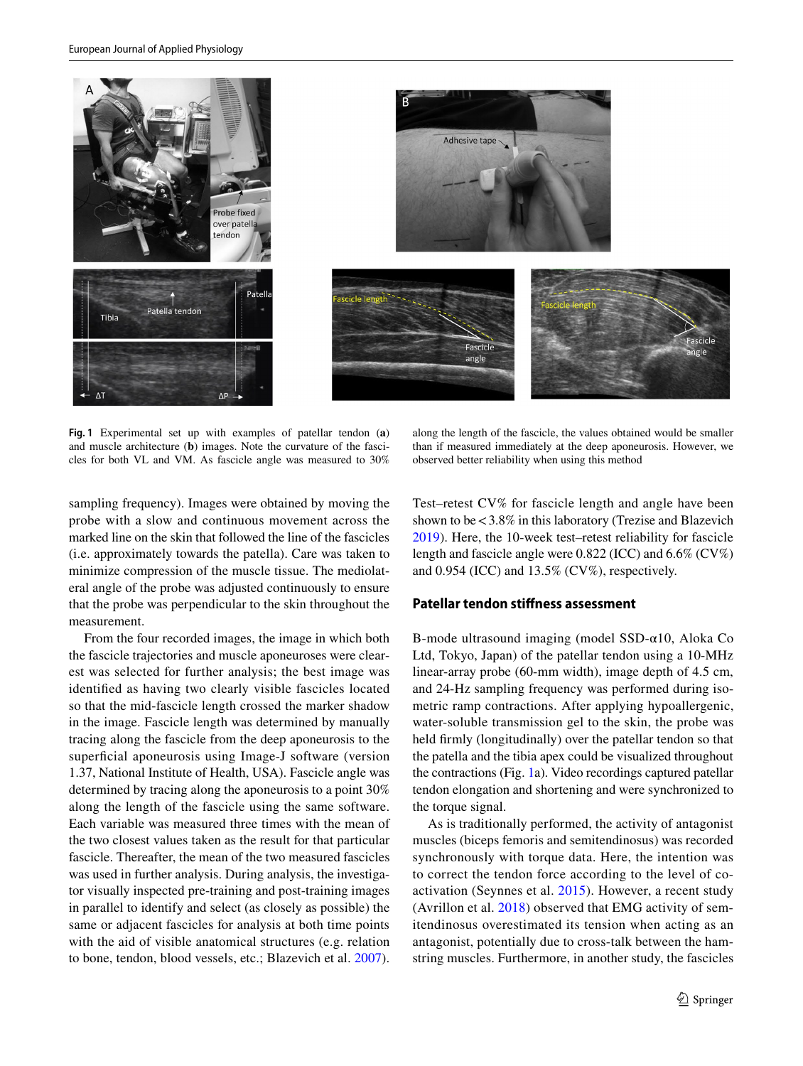Fig. 1 Experimental set up with examples of patellar tendon (**a**) and muscle architecture (**b**) images. Note the curvature of the fascicles for both VL and VM. As fascicle angle was measured to 30% along the length of the fascicle, the values obtained would be smaller than if measured immediately at the deep aponeurosis. However, we observed better reliability when using this method

sampling frequency). Images were obtained by moving the probe with a slow and continuous movement across the marked line on the skin that followed the line of the fascicles (i.e. approximately towards the patella). Care was taken to minimize compression of the muscle tissue. The mediolateral angle of the probe was adjusted continuously to ensure that the probe was perpendicular to the skin throughout the measurement.

From the four recorded images, the image in which both the fascicle trajectories and muscle aponeuroses were clearest was selected for further analysis; the best image was identified as having two clearly visible fascicles located so that the mid-fascicle length crossed the marker shadow in the image. Fascicle length was determined by manually tracing along the fascicle from the deep aponeurosis to the superficial aponeurosis using Image-J software (version 1.37, National Institute of Health, USA). Fascicle angle was determined by tracing along the aponeurosis to a point 30% along the length of the fascicle using the same software. Each variable was measured three times with the mean of the two closest values taken as the result for that particular fascicle. Thereafter, the mean of the two measured fascicles was used in further analysis. During analysis, the investigator visually inspected pre-training and post-training images in parallel to identify and select (as closely as possible) the same or adjacent fascicles for analysis at both time points with the aid of visible anatomical structures (e.g. relation to bone, tendon, blood vessels, etc.; Blazevich et al. 2007). Test–retest CV% for fascicle length and angle have been shown to be < 3.8% in this laboratory (Trezise and Blazevich 2019). Here, the 10-week test–retest reliability for fascicle length and fascicle angle were 0.822 (ICC) and 6.6% (CV%) and 0.954 (ICC) and 13.5% (CV%), respectively.

## Patellar tendon stiffness assessment

B-mode ultrasound imaging (model SSD-α10, Aloka Co Ltd, Tokyo, Japan) of the patellar tendon using a 10-MHz linear-array probe (60-mm width), image depth of 4.5 cm, and 24-Hz sampling frequency was performed during isometric ramp contractions. After applying hypoallergenic, water-soluble transmission gel to the skin, the probe was held firmly (longitudinally) over the patellar tendon so that the patella and the tibia apex could be visualized throughout the contractions (Fig. 1a). Video recordings captured patellar tendon elongation and shortening and were synchronized to the torque signal.

As is traditionally performed, the activity of antagonist muscles (biceps femoris and semitendinosus) was recorded synchronously with torque data. Here, the intention was to correct the tendon force according to the level of co-activation (Seynnes et al. 2015). However, a recent study (Avrillon et al. 2018) observed that EMG activity of semitendinosus overestimated its tension when acting as an antagonist, potentially due to cross-talk between the hamstring muscles. Furthermore, in another study, the fascicles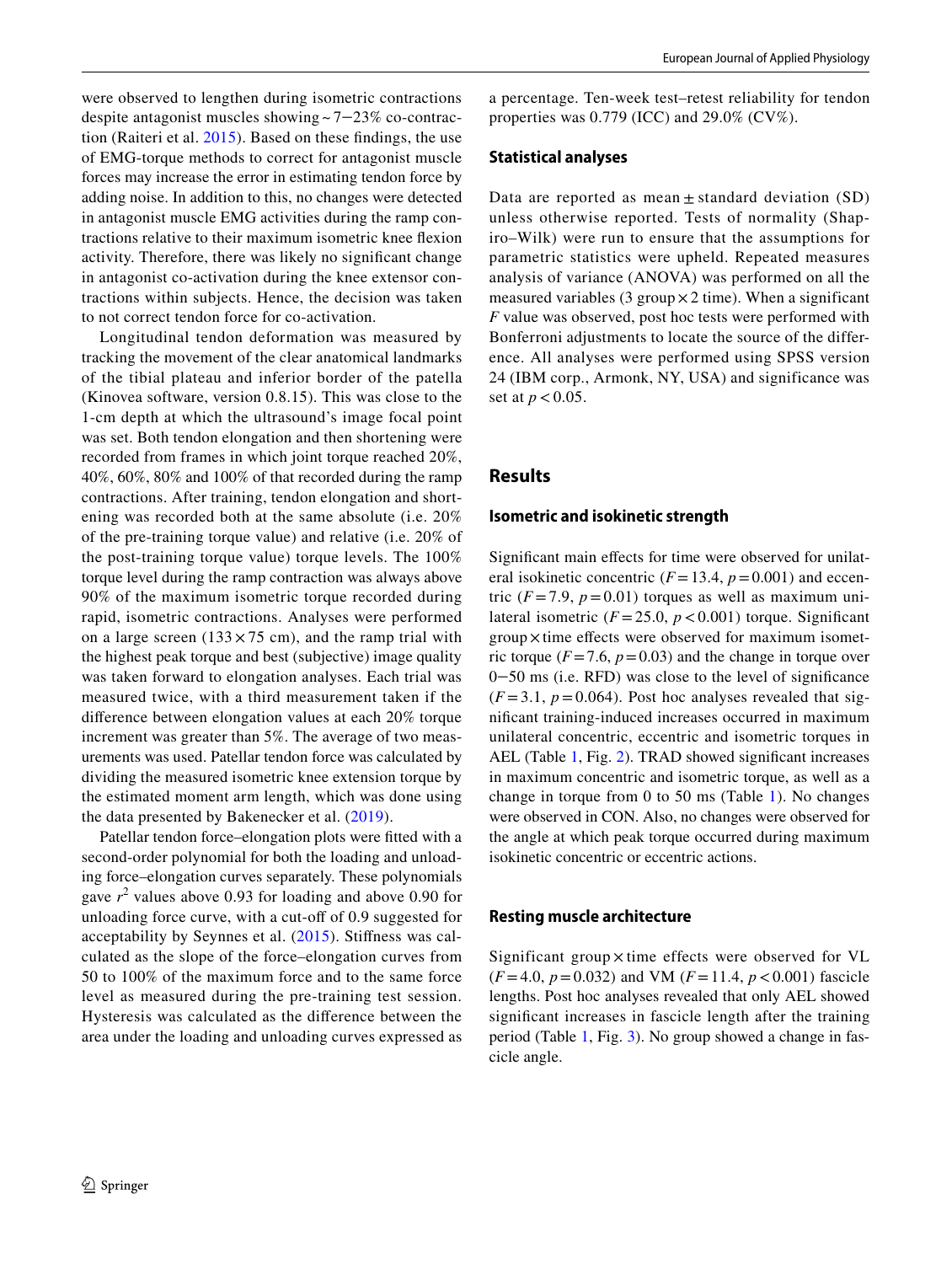were observed to lengthen during isometric contractions despite antagonist muscles showing ~ 7−23% co-contraction (Raiteri et al. 2015). Based on these findings, the use of EMG-torque methods to correct for antagonist muscle forces may increase the error in estimating tendon force by adding noise. In addition to this, no changes were detected in antagonist muscle EMG activities during the ramp contractions relative to their maximum isometric knee flexion activity. Therefore, there was likely no significant change in antagonist co-activation during the knee extensor contractions within subjects. Hence, the decision was taken to not correct tendon force for co-activation.

Longitudinal tendon deformation was measured by tracking the movement of the clear anatomical landmarks of the tibial plateau and inferior border of the patella (Kinovea software, version 0.8.15). This was close to the 1-cm depth at which the ultrasound's image focal point was set. Both tendon elongation and then shortening were recorded from frames in which joint torque reached 20%, 40%, 60%, 80% and 100% of that recorded during the ramp contractions. After training, tendon elongation and shortening was recorded both at the same absolute (i.e. 20% of the pre-training torque value) and relative (i.e. 20% of the post-training torque value) torque levels. The 100% torque level during the ramp contraction was always above 90% of the maximum isometric torque recorded during rapid, isometric contractions. Analyses were performed on a large screen (133 × 75 cm), and the ramp trial with the highest peak torque and best (subjective) image quality was taken forward to elongation analyses. Each trial was measured twice, with a third measurement taken if the difference between elongation values at each 20% torque increment was greater than 5%. The average of two measurements was used. Patellar tendon force was calculated by dividing the measured isometric knee extension torque by the estimated moment arm length, which was done using the data presented by Bakenecker et al. (2019).

Patellar tendon force–elongation plots were fitted with a second-order polynomial for both the loading and unloading force–elongation curves separately. These polynomials gave $r^2$ values above 0.93 for loading and above 0.90 for unloading force curve, with a cut-off of 0.9 suggested for acceptability by Seynnes et al. (2015). Stiffness was calculated as the slope of the force–elongation curves from 50 to 100% of the maximum force and to the same force level as measured during the pre-training test session. Hysteresis was calculated as the difference between the area under the loading and unloading curves expressed as a percentage. Ten-week test–retest reliability for tendon properties was 0.779 (ICC) and 29.0% (CV%).

### Statistical analyses

Data are reported as mean ± standard deviation (SD) unless otherwise reported. Tests of normality (Shapiro–Wilk) were run to ensure that the assumptions for parametric statistics were upheld. Repeated measures analysis of variance (ANOVA) was performed on all the measured variables (3 group × 2 time). When a significant $F$ value was observed, post hoc tests were performed with Bonferroni adjustments to locate the source of the difference. All analyses were performed using SPSS version 24 (IBM corp., Armonk, NY, USA) and significance was set at $p < 0.05$.

## Results

### Isometric and isokinetic strength

Significant main effects for time were observed for unilateral isokinetic concentric ($F = 13.4$, $p = 0.001$) and eccentric ($F = 7.9$, $p = 0.01$) torques as well as maximum unilateral isometric ($F = 25.0$, $p < 0.001$) torque. Significant group × time effects were observed for maximum isometric torque ($F = 7.6$, $p = 0.03$) and the change in torque over 0−50 ms (i.e. RFD) was close to the level of significance ($F = 3.1$, $p = 0.064$). Post hoc analyses revealed that significant training-induced increases occurred in maximum unilateral concentric, eccentric and isometric torques in AEL (Table 1, Fig. 2). TRAD showed significant increases in maximum concentric and isometric torque, as well as a change in torque from 0 to 50 ms (Table 1). No changes were observed in CON. Also, no changes were observed for the angle at which peak torque occurred during maximum isokinetic concentric or eccentric actions.

### Resting muscle architecture

Significant group × time effects were observed for VL ($F = 4.0$, $p = 0.032$) and VM ($F = 11.4$, $p < 0.001$) fascicle lengths. Post hoc analyses revealed that only AEL showed significant increases in fascicle length after the training period (Table 1, Fig. 3). No group showed a change in fascicle angle.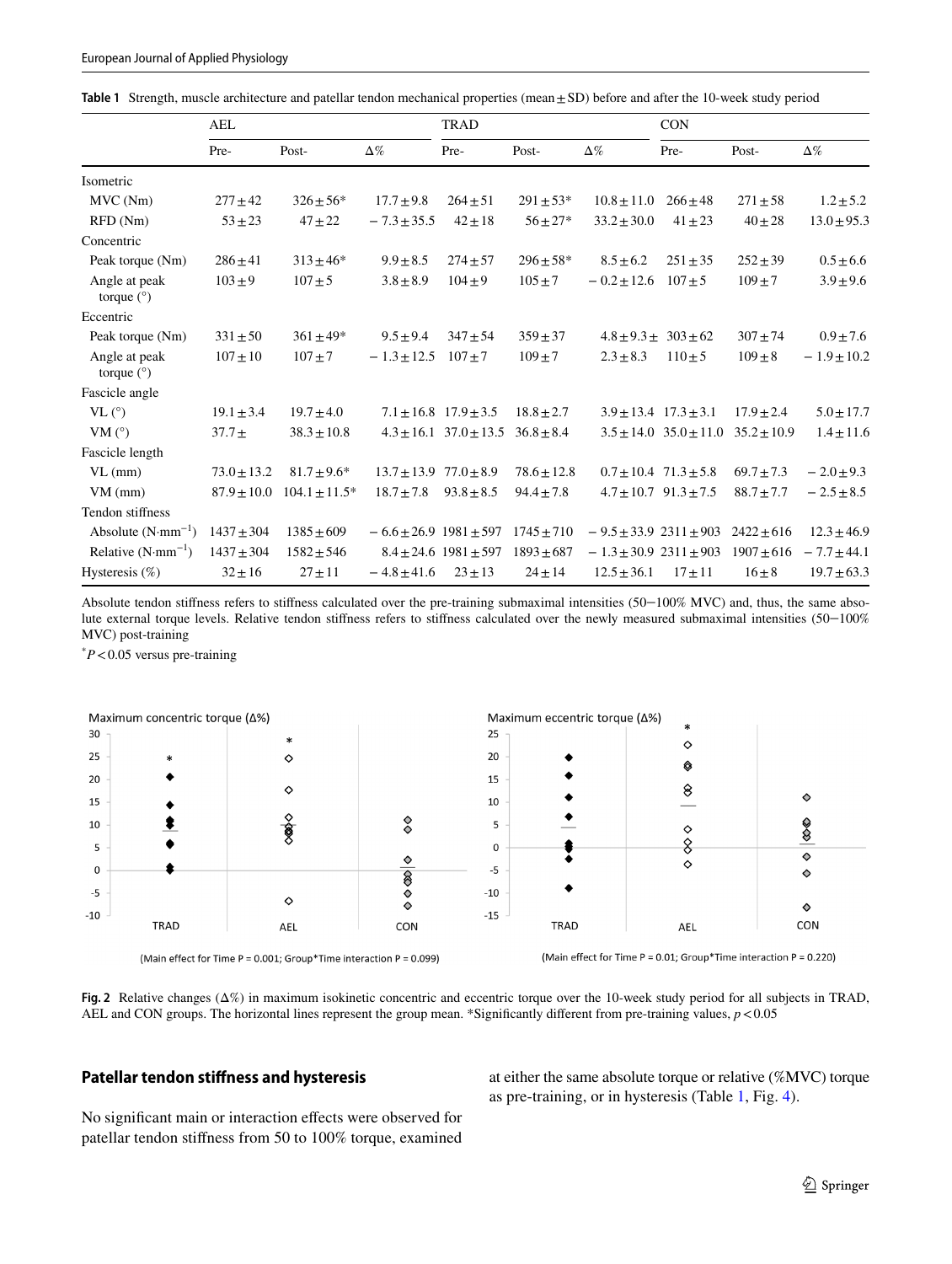**Table 1** Strength, muscle architecture and patellar tendon mechanical properties (mean ± SD) before and after the 10-week study period

| | AEL | | | TRAD | | | CON | | |
|---|---|---|---|---|---|---|---|---|---|
| | Pre- | Post- | Δ% | Pre- | Post- | Δ% | Pre- | Post- | Δ% |
| Isometric | | | | | | | | | |
| MVC (Nm) | 277 ± 42 | 326 ± 56* | 17.7 ± 9.8 | 264 ± 51 | 291 ± 53* | 10.8 ± 11.0 | 266 ± 48 | 271 ± 58 | 1.2 ± 5.2 |
| RFD (Nm) | 53 ± 23 | 47 ± 22 | − 7.3 ± 35.5 | 42 ± 18 | 56 ± 27* | 33.2 ± 30.0 | 41 ± 23 | 40 ± 28 | 13.0 ± 95.3 |
| Concentric | | | | | | | | | |
| Peak torque (Nm) | 286 ± 41 | 313 ± 46* | 9.9 ± 8.5 | 274 ± 57 | 296 ± 58* | 8.5 ± 6.2 | 251 ± 35 | 252 ± 39 | 0.5 ± 6.6 |
| Angle at peak torque (°) | 103 ± 9 | 107 ± 5 | 3.8 ± 8.9 | 104 ± 9 | 105 ± 7 | − 0.2 ± 12.6 | 107 ± 5 | 109 ± 7 | 3.9 ± 9.6 |
| Eccentric | | | | | | | | | |
| Peak torque (Nm) | 331 ± 50 | 361 ± 49* | 9.5 ± 9.4 | 347 ± 54 | 359 ± 37 | 4.8 ± 9.3 ± | 303 ± 62 | 307 ± 74 | 0.9 ± 7.6 |
| Angle at peak torque (°) | 107 ± 10 | 107 ± 7 | − 1.3 ± 12.5 | 107 ± 7 | 109 ± 7 | 2.3 ± 8.3 | 110 ± 5 | 109 ± 8 | − 1.9 ± 10.2 |
| Fascicle angle | | | | | | | | | |
| VL (°) | 19.1 ± 3.4 | 19.7 ± 4.0 | 7.1 ± 16.8 | 17.9 ± 3.5 | 18.8 ± 2.7 | 3.9 ± 13.4 | 17.3 ± 3.1 | 17.9 ± 2.4 | 5.0 ± 17.7 |
| VM (°) | 37.7 ± | 38.3 ± 10.8 | 4.3 ± 16.1 | 37.0 ± 13.5 | 36.8 ± 8.4 | 3.5 ± 14.0 | 35.0 ± 11.0 | 35.2 ± 10.9 | 1.4 ± 11.6 |
| Fascicle length | | | | | | | | | |
| VL (mm) | 73.0 ± 13.2 | 81.7 ± 9.6* | 13.7 ± 13.9 | 77.0 ± 8.9 | 78.6 ± 12.8 | 0.7 ± 10.4 | 71.3 ± 5.8 | 69.7 ± 7.3 | − 2.0 ± 9.3 |
| VM (mm) | 87.9 ± 10.0 | 104.1 ± 11.5* | 18.7 ± 7.8 | 93.8 ± 8.5 | 94.4 ± 7.8 | 4.7 ± 10.7 | 91.3 ± 7.5 | 88.7 ± 7.7 | − 2.5 ± 8.5 |
| Tendon stiffness | | | | | | | | | |
| Absolute ($N \cdot mm^{-1}$) | 1437 ± 304 | 1385 ± 609 | − 6.6 ± 26.9 | 1981 ± 597 | 1745 ± 710 | − 9.5 ± 33.9 | 2311 ± 903 | 2422 ± 616 | 12.3 ± 46.9 |
| Relative ($N \cdot mm^{-1}$) | 1437 ± 304 | 1582 ± 546 | 8.4 ± 24.6 | 1981 ± 597 | 1893 ± 687 | − 1.3 ± 30.9 | 2311 ± 903 | 1907 ± 616 | − 7.7 ± 44.1 |
| Hysteresis (%) | 32 ± 16 | 27 ± 11 | − 4.8 ± 41.6 | 23 ± 13 | 24 ± 14 | 12.5 ± 36.1 | 17 ± 11 | 16 ± 8 | 19.7 ± 63.3 |

Absolute tendon stiffness refers to stiffness calculated over the pre-training submaximal intensities (50−100% MVC) and, thus, the same absolute external torque levels. Relative tendon stiffness refers to stiffness calculated over the newly measured submaximal intensities (50−100% MVC) post-training

*$P < 0.05$ versus pre-training

(Main effect for Time P = 0.001; Group*Time interaction P = 0.099)

(Main effect for Time P = 0.01; Group*Time interaction P = 0.220)

**Fig. 2** Relative changes (Δ%) in maximum isokinetic concentric and eccentric torque over the 10-week study period for all subjects in TRAD, AEL and CON groups. The horizontal lines represent the group mean. *Significantly different from pre-training values, $p < 0.05$

## Patellar tendon stiffness and hysteresis

No significant main or interaction effects were observed for patellar tendon stiffness from 50 to 100% torque, examined at either the same absolute torque or relative (%MVC) torque as pre-training, or in hysteresis (Table 1, Fig. 4).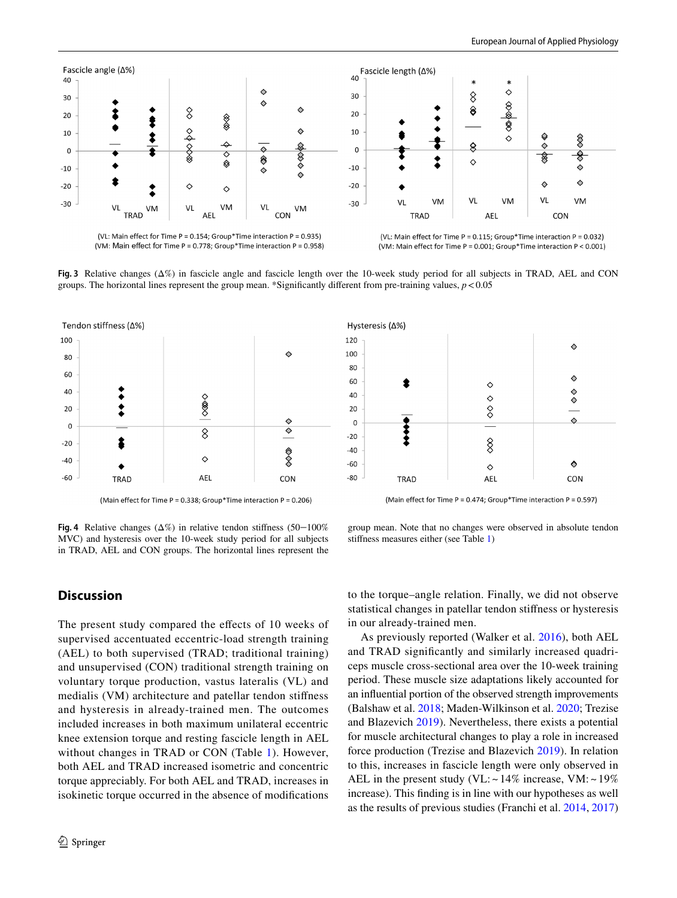Fascicle angle (Δ%)

(VL: Main effect for Time P = 0.154; Group*Time interaction P = 0.935)
(VM: Main effect for Time P = 0.778; Group*Time interaction P = 0.958)

Fascicle length (Δ%)

(VL: Main effect for Time P = 0.115; Group*Time interaction P = 0.032)
(VM: Main effect for Time P = 0.001; Group*Time interaction P < 0.001)

**Fig. 3** Relative changes (Δ%) in fascicle angle and fascicle length over the 10-week study period for all subjects in TRAD, AEL and CON groups. The horizontal lines represent the group mean. *Significantly different from pre-training values, $p < 0.05$

Tendon stiffness (Δ%)

(Main effect for Time P = 0.338; Group*Time interaction P = 0.206)

Hysteresis (Δ%)

(Main effect for Time P = 0.474; Group*Time interaction P = 0.597)

**Fig. 4** Relative changes (Δ%) in relative tendon stiffness (50−100% MVC) and hysteresis over the 10-week study period for all subjects in TRAD, AEL and CON groups. The horizontal lines represent the group mean. Note that no changes were observed in absolute tendon stiffness measures either (see Table 1)

## Discussion

The present study compared the effects of 10 weeks of supervised accentuated eccentric-load strength training (AEL) to both supervised (TRAD; traditional training) and unsupervised (CON) traditional strength training on voluntary torque production, vastus lateralis (VL) and medialis (VM) architecture and patellar tendon stiffness and hysteresis in already-trained men. The outcomes included increases in both maximum unilateral eccentric knee extension torque and resting fascicle length in AEL without changes in TRAD or CON (Table 1). However, both AEL and TRAD increased isometric and concentric torque appreciably. For both AEL and TRAD, increases in isokinetic torque occurred in the absence of modifications to the torque–angle relation. Finally, we did not observe statistical changes in patellar tendon stiffness or hysteresis in our already-trained men.

As previously reported (Walker et al. 2016), both AEL and TRAD significantly and similarly increased quadriceps muscle cross-sectional area over the 10-week training period. These muscle size adaptations likely accounted for an influential portion of the observed strength improvements (Balshaw et al. 2018; Maden-Wilkinson et al. 2020; Trezise and Blazevich 2019). Nevertheless, there exists a potential for muscle architectural changes to play a role in increased force production (Trezise and Blazevich 2019). In relation to this, increases in fascicle length were only observed in AEL in the present study (VL: ~ 14% increase, VM: ~ 19% increase). This finding is in line with our hypotheses as well as the results of previous studies (Franchi et al. 2014, 2017)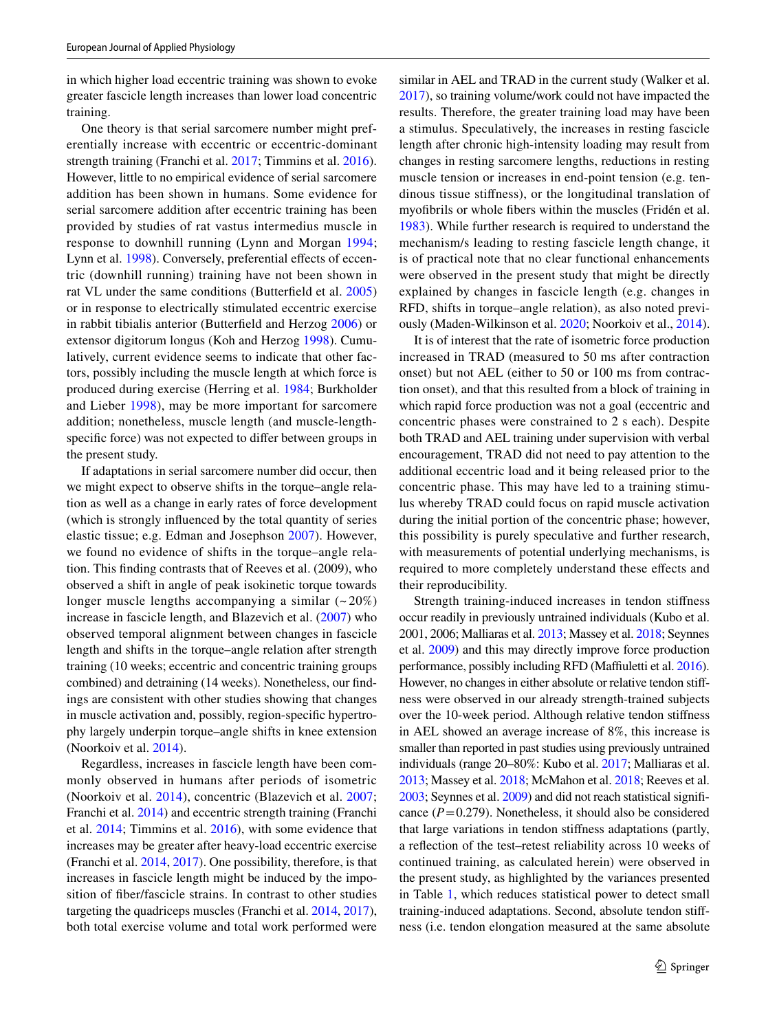in which higher load eccentric training was shown to evoke greater fascicle length increases than lower load concentric training.

One theory is that serial sarcomere number might preferentially increase with eccentric or eccentric-dominant strength training (Franchi et al. 2017; Timmins et al. 2016). However, little to no empirical evidence of serial sarcomere addition has been shown in humans. Some evidence for serial sarcomere addition after eccentric training has been provided by studies of rat vastus intermedius muscle in response to downhill running (Lynn and Morgan 1994; Lynn et al. 1998). Conversely, preferential effects of eccentric (downhill running) training have not been shown in rat VL under the same conditions (Butterfield et al. 2005) or in response to electrically stimulated eccentric exercise in rabbit tibialis anterior (Butterfield and Herzog 2006) or extensor digitorum longus (Koh and Herzog 1998). Cumulatively, current evidence seems to indicate that other factors, possibly including the muscle length at which force is produced during exercise (Herring et al. 1984; Burkholder and Lieber 1998), may be more important for sarcomere addition; nonetheless, muscle length (and muscle-length-specific force) was not expected to differ between groups in the present study.

If adaptations in serial sarcomere number did occur, then we might expect to observe shifts in the torque–angle relation as well as a change in early rates of force development (which is strongly influenced by the total quantity of series elastic tissue; e.g. Edman and Josephson 2007). However, we found no evidence of shifts in the torque–angle relation. This finding contrasts that of Reeves et al. (2009), who observed a shift in angle of peak isokinetic torque towards longer muscle lengths accompanying a similar (~ 20%) increase in fascicle length, and Blazevich et al. (2007) who observed temporal alignment between changes in fascicle length and shifts in the torque–angle relation after strength training (10 weeks; eccentric and concentric training groups combined) and detraining (14 weeks). Nonetheless, our findings are consistent with other studies showing that changes in muscle activation and, possibly, region-specific hypertrophy largely underpin torque–angle shifts in knee extension (Noorkoiv et al. 2014).

Regardless, increases in fascicle length have been commonly observed in humans after periods of isometric (Noorkoiv et al. 2014), concentric (Blazevich et al. 2007; Franchi et al. 2014) and eccentric strength training (Franchi et al. 2014; Timmins et al. 2016), with some evidence that increases may be greater after heavy-load eccentric exercise (Franchi et al. 2014, 2017). One possibility, therefore, is that increases in fascicle length might be induced by the imposition of fiber/fascicle strains. In contrast to other studies targeting the quadriceps muscles (Franchi et al. 2014, 2017), both total exercise volume and total work performed were similar in AEL and TRAD in the current study (Walker et al. 2017), so training volume/work could not have impacted the results. Therefore, the greater training load may have been a stimulus. Speculatively, the increases in resting fascicle length after chronic high-intensity loading may result from changes in resting sarcomere lengths, reductions in resting muscle tension or increases in end-point tension (e.g. tendinous tissue stiffness), or the longitudinal translation of myofibrils or whole fibers within the muscles (Fridén et al. 1983). While further research is required to understand the mechanism/s leading to resting fascicle length change, it is of practical note that no clear functional enhancements were observed in the present study that might be directly explained by changes in fascicle length (e.g. changes in RFD, shifts in torque–angle relation), as also noted previously (Maden-Wilkinson et al. 2020; Noorkoiv et al., 2014).

It is of interest that the rate of isometric force production increased in TRAD (measured to 50 ms after contraction onset) but not AEL (either to 50 or 100 ms from contraction onset), and that this resulted from a block of training in which rapid force production was not a goal (eccentric and concentric phases were constrained to 2 s each). Despite both TRAD and AEL training under supervision with verbal encouragement, TRAD did not need to pay attention to the additional eccentric load and it being released prior to the concentric phase. This may have led to a training stimulus whereby TRAD could focus on rapid muscle activation during the initial portion of the concentric phase; however, this possibility is purely speculative and further research, with measurements of potential underlying mechanisms, is required to more completely understand these effects and their reproducibility.

Strength training-induced increases in tendon stiffness occur readily in previously untrained individuals (Kubo et al. 2001, 2006; Malliaras et al. 2013; Massey et al. 2018; Seynnes et al. 2009) and this may directly improve force production performance, possibly including RFD (Maffiuletti et al. 2016). However, no changes in either absolute or relative tendon stiffness were observed in our already strength-trained subjects over the 10-week period. Although relative tendon stiffness in AEL showed an average increase of 8%, this increase is smaller than reported in past studies using previously untrained individuals (range 20–80%: Kubo et al. 2017; Malliaras et al. 2013; Massey et al. 2018; McMahon et al. 2018; Reeves et al. 2003; Seynnes et al. 2009) and did not reach statistical significance ($P = 0.279$). Nonetheless, it should also be considered that large variations in tendon stiffness adaptations (partly, a reflection of the test–retest reliability across 10 weeks of continued training, as calculated herein) were observed in the present study, as highlighted by the variances presented in Table 1, which reduces statistical power to detect small training-induced adaptations. Second, absolute tendon stiffness (i.e. tendon elongation measured at the same absolute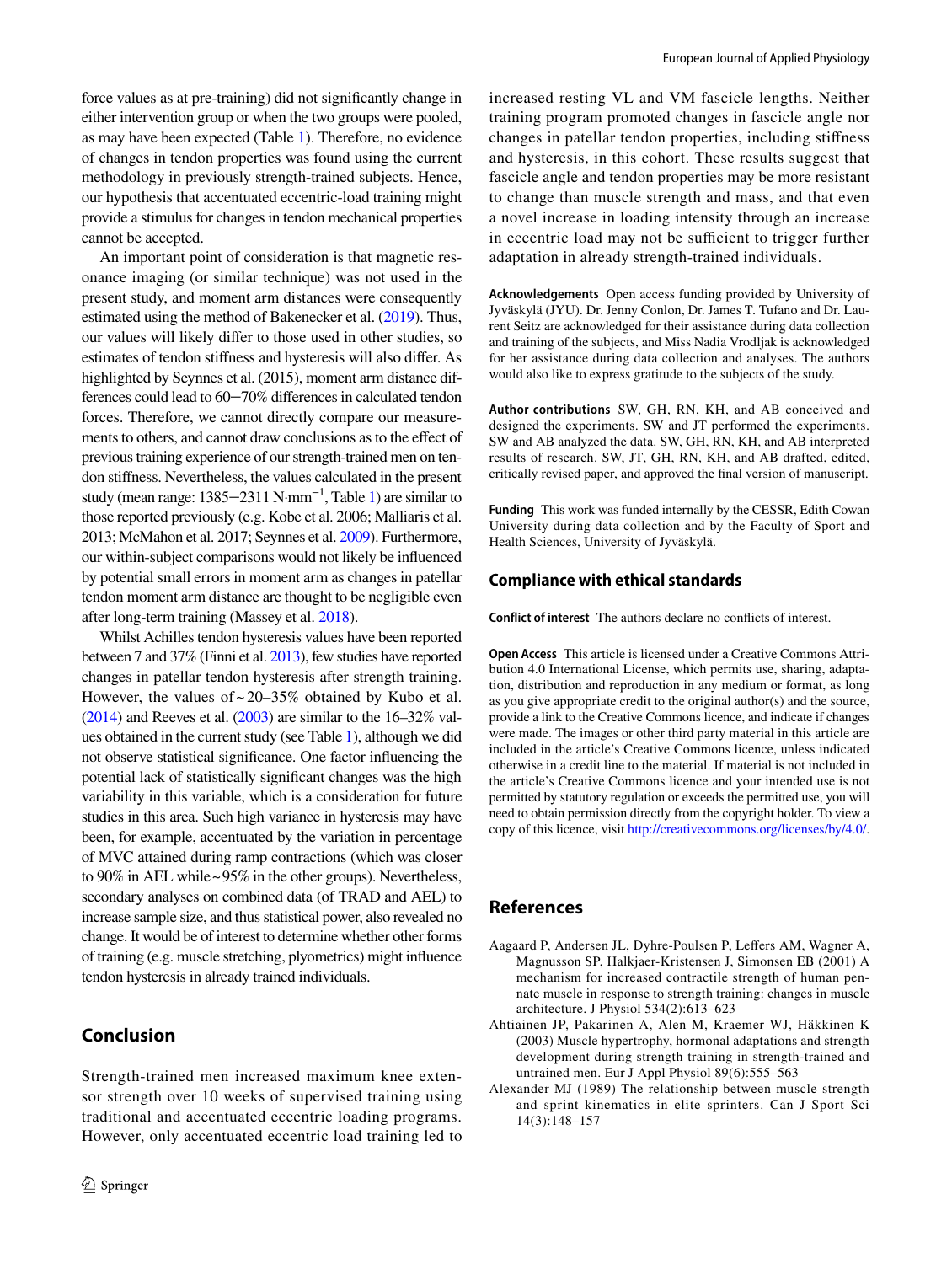force values as at pre-training) did not significantly change in either intervention group or when the two groups were pooled, as may have been expected (Table 1). Therefore, no evidence of changes in tendon properties was found using the current methodology in previously strength-trained subjects. Hence, our hypothesis that accentuated eccentric-load training might provide a stimulus for changes in tendon mechanical properties cannot be accepted.

An important point of consideration is that magnetic resonance imaging (or similar technique) was not used in the present study, and moment arm distances were consequently estimated using the method of Bakenecker et al. (2019). Thus, our values will likely differ to those used in other studies, so estimates of tendon stiffness and hysteresis will also differ. As highlighted by Seynnes et al. (2015), moment arm distance differences could lead to 60−70% differences in calculated tendon forces. Therefore, we cannot directly compare our measurements to others, and cannot draw conclusions as to the effect of previous training experience of our strength-trained men on tendon stiffness. Nevertheless, the values calculated in the present study (mean range: 1385−2311 N·mm$^{-1}$, Table 1) are similar to those reported previously (e.g. Kobe et al. 2006; Malliaris et al. 2013; McMahon et al. 2017; Seynnes et al. 2009). Furthermore, our within-subject comparisons would not likely be influenced by potential small errors in moment arm as changes in patellar tendon moment arm distance are thought to be negligible even after long-term training (Massey et al. 2018).

Whilst Achilles tendon hysteresis values have been reported between 7 and 37% (Finni et al. 2013), few studies have reported changes in patellar tendon hysteresis after strength training. However, the values of ~ 20–35% obtained by Kubo et al. (2014) and Reeves et al. (2003) are similar to the 16–32% values obtained in the current study (see Table 1), although we did not observe statistical significance. One factor influencing the potential lack of statistically significant changes was the high variability in this variable, which is a consideration for future studies in this area. Such high variance in hysteresis may have been, for example, accentuated by the variation in percentage of MVC attained during ramp contractions (which was closer to 90% in AEL while ~ 95% in the other groups). Nevertheless, secondary analyses on combined data (of TRAD and AEL) to increase sample size, and thus statistical power, also revealed no change. It would be of interest to determine whether other forms of training (e.g. muscle stretching, plyometrics) might influence tendon hysteresis in already trained individuals.

## Conclusion

Strength-trained men increased maximum knee extensor strength over 10 weeks of supervised training using traditional and accentuated eccentric loading programs. However, only accentuated eccentric load training led to increased resting VL and VM fascicle lengths. Neither training program promoted changes in fascicle angle nor changes in patellar tendon properties, including stiffness and hysteresis, in this cohort. These results suggest that fascicle angle and tendon properties may be more resistant to change than muscle strength and mass, and that even a novel increase in loading intensity through an increase in eccentric load may not be sufficient to trigger further adaptation in already strength-trained individuals.

**Acknowledgements** Open access funding provided by University of Jyväskylä (JYU). Dr. Jenny Conlon, Dr. James T. Tufano and Dr. Laurent Seitz are acknowledged for their assistance during data collection and training of the subjects, and Miss Nadia Vrodljak is acknowledged for her assistance during data collection and analyses. The authors would also like to express gratitude to the subjects of the study.

**Author contributions** SW, GH, RN, KH, and AB conceived and designed the experiments. SW and JT performed the experiments. SW and AB analyzed the data. SW, GH, RN, KH, and AB interpreted results of research. SW, JT, GH, RN, KH, and AB drafted, edited, critically revised paper, and approved the final version of manuscript.

**Funding** This work was funded internally by the CESSR, Edith Cowan University during data collection and by the Faculty of Sport and Health Sciences, University of Jyväskylä.

### Compliance with ethical standards

**Conflict of interest** The authors declare no conflicts of interest.

**Open Access** This article is licensed under a Creative Commons Attribution 4.0 International License, which permits use, sharing, adaptation, distribution and reproduction in any medium or format, as long as you give appropriate credit to the original author(s) and the source, provide a link to the Creative Commons licence, and indicate if changes were made. The images or other third party material in this article are included in the article's Creative Commons licence, unless indicated otherwise in a credit line to the material. If material is not included in the article's Creative Commons licence and your intended use is not permitted by statutory regulation or exceeds the permitted use, you will need to obtain permission directly from the copyright holder. To view a copy of this licence, visit http://creativecommons.org/licenses/by/4.0/.

## References

Aagaard P, Andersen JL, Dyhre-Poulsen P, Leffers AM, Wagner A, Magnusson SP, Halkjaer-Kristensen J, Simonsen EB (2001) A mechanism for increased contractile strength of human pennate muscle in response to strength training: changes in muscle architecture. J Physiol 534(2):613–623

Ahtiainen JP, Pakarinen A, Alen M, Kraemer WJ, Häkkinen K (2003) Muscle hypertrophy, hormonal adaptations and strength development during strength training in strength-trained and untrained men. Eur J Appl Physiol 89(6):555–563

Alexander MJ (1989) The relationship between muscle strength and sprint kinematics in elite sprinters. Can J Sport Sci 14(3):148–157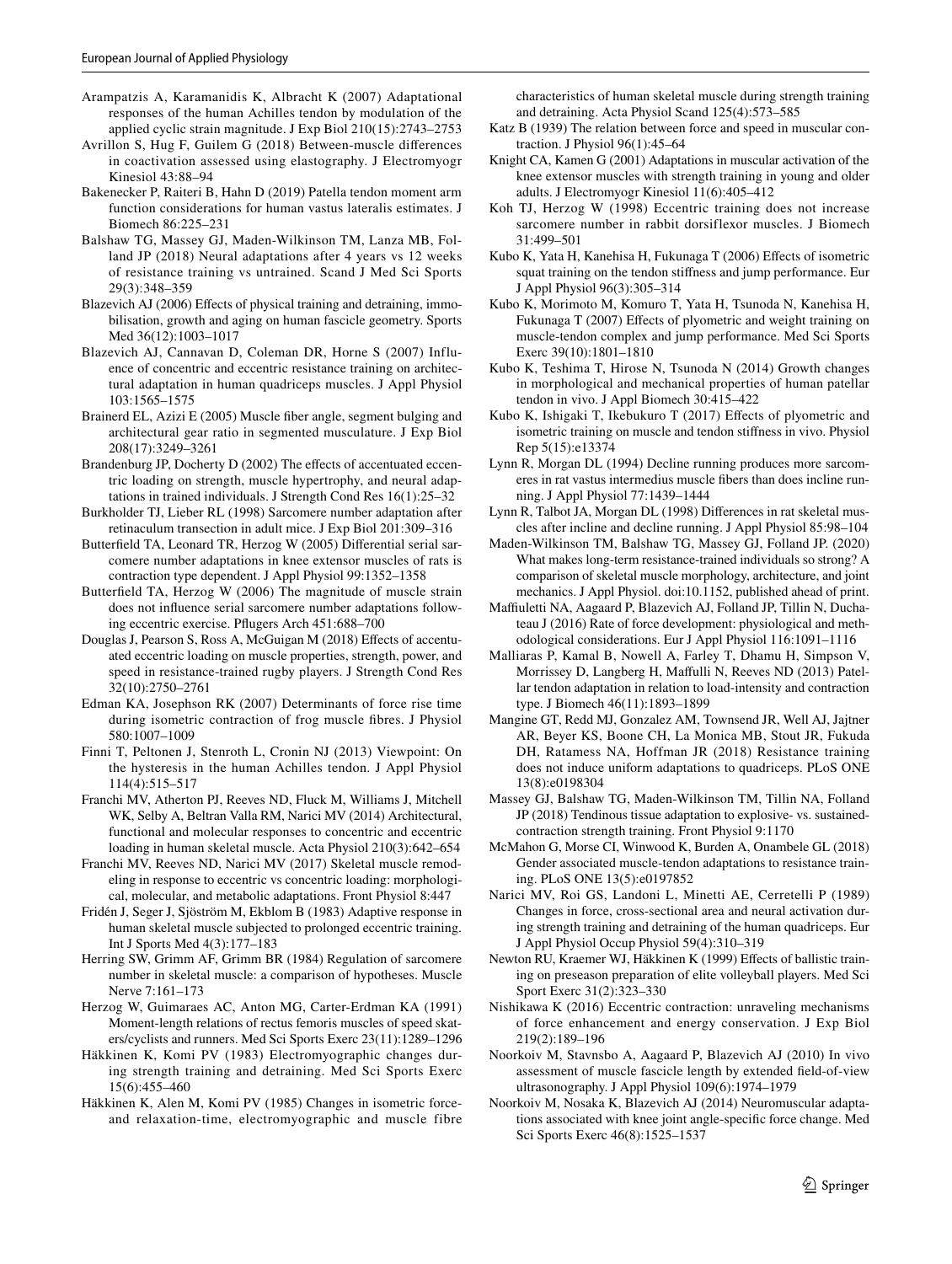Arampatzis A, Karamanidis K, Albracht K (2007) Adaptational responses of the human Achilles tendon by modulation of the applied cyclic strain magnitude. J Exp Biol 210(15):2743–2753

Avrillon S, Hug F, Guilem G (2018) Between-muscle differences in coactivation assessed using elastography. J Electromyogr Kinesiol 43:88–94

Bakenecker P, Raiteri B, Hahn D (2019) Patella tendon moment arm function considerations for human vastus lateralis estimates. J Biomech 86:225–231

Balshaw TG, Massey GJ, Maden-Wilkinson TM, Lanza MB, Folland JP (2018) Neural adaptations after 4 years vs 12 weeks of resistance training vs untrained. Scand J Med Sci Sports 29(3):348–359

Blazevich AJ (2006) Effects of physical training and detraining, immobilisation, growth and aging on human fascicle geometry. Sports Med 36(12):1003–1017

Blazevich AJ, Cannavan D, Coleman DR, Horne S (2007) Influence of concentric and eccentric resistance training on architectural adaptation in human quadriceps muscles. J Appl Physiol 103:1565–1575

Brainerd EL, Azizi E (2005) Muscle fiber angle, segment bulging and architectural gear ratio in segmented musculature. J Exp Biol 208(17):3249–3261

Brandenburg JP, Docherty D (2002) The effects of accentuated eccentric loading on strength, muscle hypertrophy, and neural adaptations in trained individuals. J Strength Cond Res 16(1):25–32

Burkholder TJ, Lieber RL (1998) Sarcomere number adaptation after retinaculum transection in adult mice. J Exp Biol 201:309–316

Butterfield TA, Leonard TR, Herzog W (2005) Differential serial sarcomere number adaptations in knee extensor muscles of rats is contraction type dependent. J Appl Physiol 99:1352–1358

Butterfield TA, Herzog W (2006) The magnitude of muscle strain does not influence serial sarcomere number adaptations following eccentric exercise. Pflugers Arch 451:688–700

Douglas J, Pearson S, Ross A, McGuigan M (2018) Effects of accentuated eccentric loading on muscle properties, strength, power, and speed in resistance-trained rugby players. J Strength Cond Res 32(10):2750–2761

Edman KA, Josephson RK (2007) Determinants of force rise time during isometric contraction of frog muscle fibres. J Physiol 580:1007–1009

Finni T, Peltonen J, Stenroth L, Cronin NJ (2013) Viewpoint: On the hysteresis in the human Achilles tendon. J Appl Physiol 114(4):515–517

Franchi MV, Atherton PJ, Reeves ND, Fluck M, Williams J, Mitchell WK, Selby A, Beltran Valla RM, Narici MV (2014) Architectural, functional and molecular responses to concentric and eccentric loading in human skeletal muscle. Acta Physiol 210(3):642–654

Franchi MV, Reeves ND, Narici MV (2017) Skeletal muscle remodeling in response to eccentric vs concentric loading: morphological, molecular, and metabolic adaptations. Front Physiol 8:447

Fridén J, Seger J, Sjöström M, Ekblom B (1983) Adaptive response in human skeletal muscle subjected to prolonged eccentric training. Int J Sports Med 4(3):177–183

Herring SW, Grimm AF, Grimm BR (1984) Regulation of sarcomere number in skeletal muscle: a comparison of hypotheses. Muscle Nerve 7:161–173

Herzog W, Guimaraes AC, Anton MG, Carter-Erdman KA (1991) Moment-length relations of rectus femoris muscles of speed skaters/cyclists and runners. Med Sci Sports Exerc 23(11):1289–1296

Häkkinen K, Komi PV (1983) Electromyographic changes during strength training and detraining. Med Sci Sports Exerc 15(6):455–460

Häkkinen K, Alen M, Komi PV (1985) Changes in isometric force- and relaxation-time, electromyographic and muscle fibre characteristics of human skeletal muscle during strength training and detraining. Acta Physiol Scand 125(4):573–585

Katz B (1939) The relation between force and speed in muscular contraction. J Physiol 96(1):45–64

Knight CA, Kamen G (2001) Adaptations in muscular activation of the knee extensor muscles with strength training in young and older adults. J Electromyogr Kinesiol 11(6):405–412

Koh TJ, Herzog W (1998) Eccentric training does not increase sarcomere number in rabbit dorsiflexor muscles. J Biomech 31:499–501

Kubo K, Yata H, Kanehisa H, Fukunaga T (2006) Effects of isometric squat training on the tendon stiffness and jump performance. Eur J Appl Physiol 96(3):305–314

Kubo K, Morimoto M, Komuro T, Yata H, Tsunoda N, Kanehisa H, Fukunaga T (2007) Effects of plyometric and weight training on muscle-tendon complex and jump performance. Med Sci Sports Exerc 39(10):1801–1810

Kubo K, Teshima T, Hirose N, Tsunoda N (2014) Growth changes in morphological and mechanical properties of human patellar tendon in vivo. J Appl Biomech 30:415–422

Kubo K, Ishigaki T, Ikebukuro T (2017) Effects of plyometric and isometric training on muscle and tendon stiffness in vivo. Physiol Rep 5(15):e13374

Lynn R, Morgan DL (1994) Decline running produces more sarcomeres in rat vastus intermedius muscle fibers than does incline running. J Appl Physiol 77:1439–1444

Lynn R, Talbot JA, Morgan DL (1998) Differences in rat skeletal muscles after incline and decline running. J Appl Physiol 85:98–104

Maden-Wilkinson TM, Balshaw TG, Massey GJ, Folland JP. (2020) What makes long-term resistance-trained individuals so strong? A comparison of skeletal muscle morphology, architecture, and joint mechanics. J Appl Physiol. doi:10.1152, published ahead of print.

Maffiuletti NA, Aagaard P, Blazevich AJ, Folland JP, Tillin N, Duchateau J (2016) Rate of force development: physiological and methodological considerations. Eur J Appl Physiol 116:1091–1116

Malliaras P, Kamal B, Nowell A, Farley T, Dhamu H, Simpson V, Morrissey D, Langberg H, Maffulli N, Reeves ND (2013) Patellar tendon adaptation in relation to load-intensity and contraction type. J Biomech 46(11):1893–1899

Mangine GT, Redd MJ, Gonzalez AM, Townsend JR, Well AJ, Jajtner AR, Beyer KS, Boone CH, La Monica MB, Stout JR, Fukuda DH, Ratamess NA, Hoffman JR (2018) Resistance training does not induce uniform adaptations to quadriceps. PLoS ONE 13(8):e0198304

Massey GJ, Balshaw TG, Maden-Wilkinson TM, Tillin NA, Folland JP (2018) Tendinous tissue adaptation to explosive- vs. sustained-contraction strength training. Front Physiol 9:1170

McMahon G, Morse CI, Winwood K, Burden A, Onambele GL (2018) Gender associated muscle-tendon adaptations to resistance training. PLoS ONE 13(5):e0197852

Narici MV, Roi GS, Landoni L, Minetti AE, Cerretelli P (1989) Changes in force, cross-sectional area and neural activation during strength training and detraining of the human quadriceps. Eur J Appl Physiol Occup Physiol 59(4):310–319

Newton RU, Kraemer WJ, Häkkinen K (1999) Effects of ballistic training on preseason preparation of elite volleyball players. Med Sci Sport Exerc 31(2):323–330

Nishikawa K (2016) Eccentric contraction: unraveling mechanisms of force enhancement and energy conservation. J Exp Biol 219(2):189–196

Noorkoiv M, Stavnsbo A, Aagaard P, Blazevich AJ (2010) In vivo assessment of muscle fascicle length by extended field-of-view ultrasonography. J Appl Physiol 109(6):1974–1979

Noorkoiv M, Nosaka K, Blazevich AJ (2014) Neuromuscular adaptations associated with knee joint angle-specific force change. Med Sci Sports Exerc 46(8):1525–1537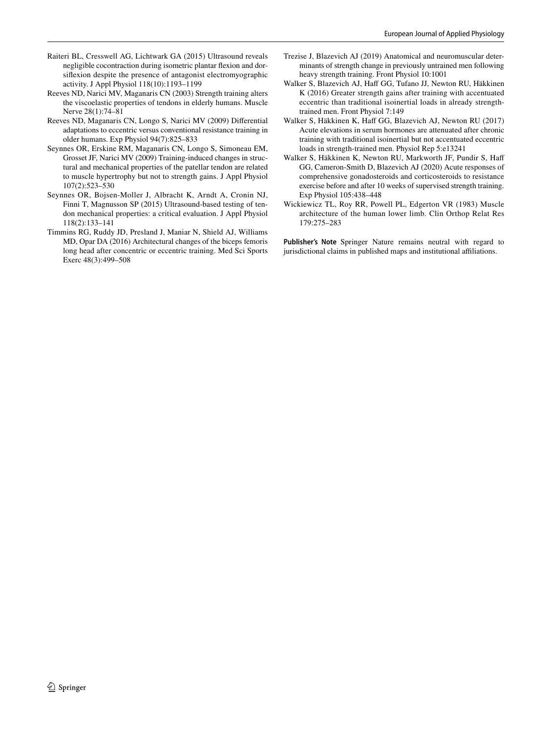Raiteri BL, Cresswell AG, Lichtwark GA (2015) Ultrasound reveals negligible cocontraction during isometric plantar flexion and dorsiflexion despite the presence of antagonist electromyographic activity. J Appl Physiol 118(10):1193–1199

Reeves ND, Narici MV, Maganaris CN (2003) Strength training alters the viscoelastic properties of tendons in elderly humans. Muscle Nerve 28(1):74–81

Reeves ND, Maganaris CN, Longo S, Narici MV (2009) Differential adaptations to eccentric versus conventional resistance training in older humans. Exp Physiol 94(7):825–833

Seynnes OR, Erskine RM, Maganaris CN, Longo S, Simoneau EM, Grosset JF, Narici MV (2009) Training-induced changes in structural and mechanical properties of the patellar tendon are related to muscle hypertrophy but not to strength gains. J Appl Physiol 107(2):523–530

Seynnes OR, Bojsen-Moller J, Albracht K, Arndt A, Cronin NJ, Finni T, Magnusson SP (2015) Ultrasound-based testing of tendon mechanical properties: a critical evaluation. J Appl Physiol 118(2):133–141

Timmins RG, Ruddy JD, Presland J, Maniar N, Shield AJ, Williams MD, Opar DA (2016) Architectural changes of the biceps femoris long head after concentric or eccentric training. Med Sci Sports Exerc 48(3):499–508

Trezise J, Blazevich AJ (2019) Anatomical and neuromuscular determinants of strength change in previously untrained men following heavy strength training. Front Physiol 10:1001

Walker S, Blazevich AJ, Haff GG, Tufano JJ, Newton RU, Häkkinen K (2016) Greater strength gains after training with accentuated eccentric than traditional isoinertial loads in already strength-trained men. Front Physiol 7:149

Walker S, Häkkinen K, Haff GG, Blazevich AJ, Newton RU (2017) Acute elevations in serum hormones are attenuated after chronic training with traditional isoinertial but not accentuated eccentric loads in strength-trained men. Physiol Rep 5:e13241

Walker S, Häkkinen K, Newton RU, Markworth JF, Pundir S, Haff GG, Cameron-Smith D, Blazevich AJ (2020) Acute responses of comprehensive gonadosteroids and corticosteroids to resistance exercise before and after 10 weeks of supervised strength training. Exp Physiol 105:438–448

Wickiewicz TL, Roy RR, Powell PL, Edgerton VR (1983) Muscle architecture of the human lower limb. Clin Orthop Relat Res 179:275–283

**Publisher's Note** Springer Nature remains neutral with regard to jurisdictional claims in published maps and institutional affiliations.